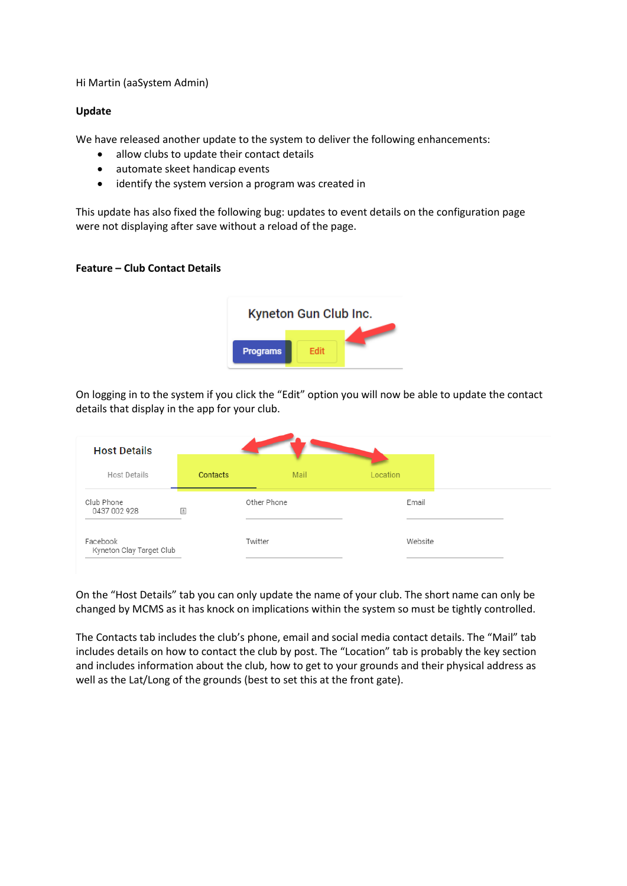Hi Martin (aaSystem Admin)

**Update**

We have released another update to the system to deliver the following enhancements:

- allow clubs to update their contact details
- automate skeet handicap events
- identify the system version a program was created in

This update has also fixed the following bug: updates to event details on the configuration page were not displaying after save without a reload of the page.

**Feature – Club Contact Details**

On logging in to the system if you click the "Edit" option you will now be able to update the contact details that display in the app for your club.

On the "Host Details" tab you can only update the name of your club. The short name can only be changed by MCMS as it has knock on implications within the system so must be tightly controlled.

The Contacts tab includes the club's phone, email and social media contact details. The "Mail" tab includes details on how to contact the club by post. The "Location" tab is probably the key section and includes information about the club, how to get to your grounds and their physical address as well as the Lat/Long of the grounds (best to set this at the front gate).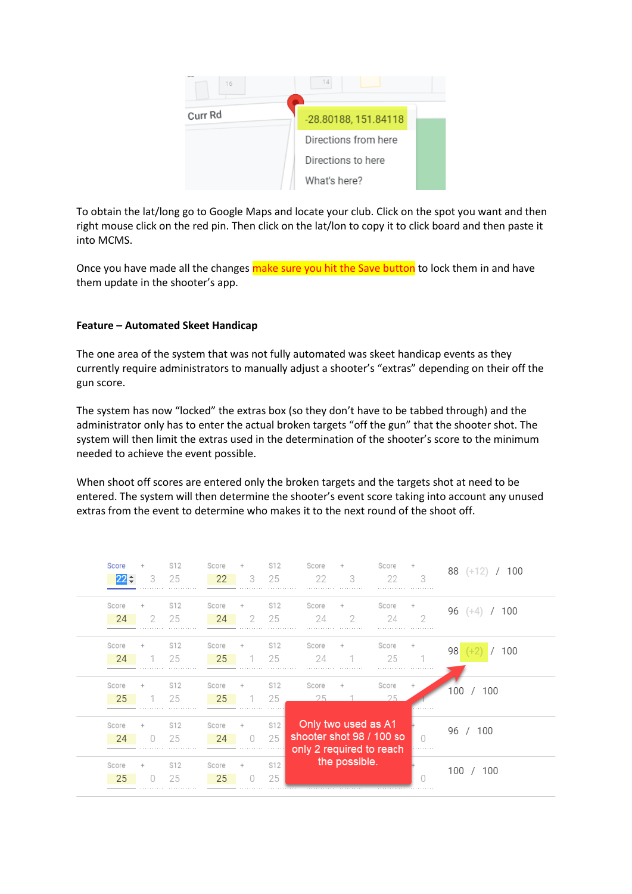To obtain the lat/long go to Google Maps and locate your club. Click on the spot you want and then right mouse click on the red pin. Then click on the lat/lon to copy it to click board and then paste it into MCMS.

Once you have made all the changes make sure you hit the Save button to lock them in and have them update in the shooter's app.

**Feature – Automated Skeet Handicap**

The one area of the system that was not fully automated was skeet handicap events as they currently require administrators to manually adjust a shooter's "extras" depending on their off the gun score.

The system has now "locked" the extras box (so they don't have to be tabbed through) and the administrator only has to enter the actual broken targets "off the gun" that the shooter shot. The system will then limit the extras used in the determination of the shooter's score to the minimum needed to achieve the event possible.

When shoot off scores are entered only the broken targets and the targets shot at need to be entered. The system will then determine the shooter's event score taking into account any unused extras from the event to determine who makes it to the next round of the shoot off.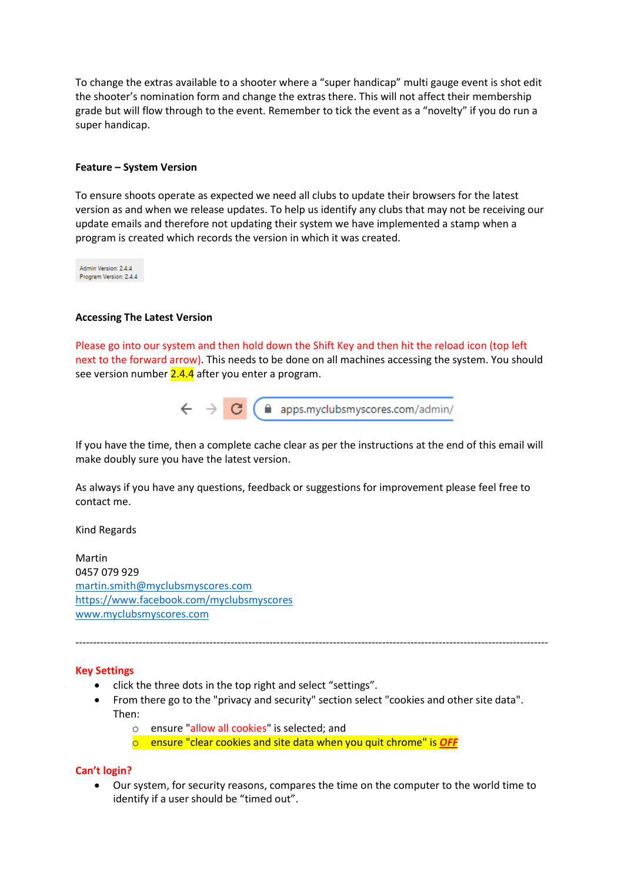To change the extras available to a shooter where a "super handicap" multi gauge event is shot edit the shooter's nomination form and change the extras there. This will not affect their membership grade but will flow through to the event. Remember to tick the event as a "novelty" if you do run a super handicap.

**Feature – System Version**

To ensure shoots operate as expected we need all clubs to update their browsers for the latest version as and when we release updates. To help us identify any clubs that may not be receiving our update emails and therefore not updating their system we have implemented a stamp when a program is created which records the version in which it was created.

Admin Version: 2.4.4
Program Version: 2.4.4

**Accessing The Latest Version**

Please go into our system and then hold down the Shift Key and then hit the reload icon (top left next to the forward arrow). This needs to be done on all machines accessing the system. You should see version number 2.4.4 after you enter a program.

apps.myclubsmyscores.com/admin/

If you have the time, then a complete cache clear as per the instructions at the end of this email will make doubly sure you have the latest version.

As always if you have any questions, feedback or suggestions for improvement please feel free to contact me.

Kind Regards

Martin
0457 079 929
martin.smith@myclubsmyscores.com
https://www.facebook.com/myclubsmyscores
www.myclubsmyscores.com

---

**Key Settings**

- click the three dots in the top right and select "settings".
- From there go to the "privacy and security" section select "cookies and other site data". Then:
  - ensure "allow all cookies" is selected; and
  - ensure "clear cookies and site data when you quit chrome" is ***OFF***

**Can't login?**

- Our system, for security reasons, compares the time on the computer to the world time to identify if a user should be "timed out".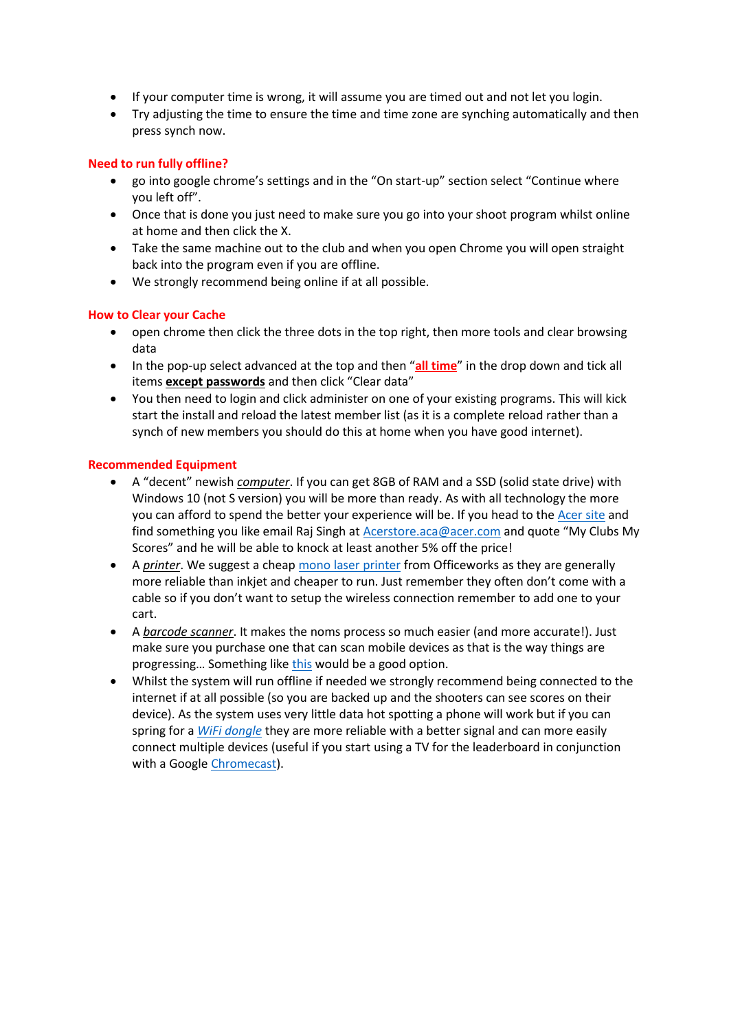- If your computer time is wrong, it will assume you are timed out and not let you login.
- Try adjusting the time to ensure the time and time zone are synching automatically and then press synch now.

### Need to run fully offline?

- go into google chrome's settings and in the "On start-up" section select "Continue where you left off".
- Once that is done you just need to make sure you go into your shoot program whilst online at home and then click the X.
- Take the same machine out to the club and when you open Chrome you will open straight back into the program even if you are offline.
- We strongly recommend being online if at all possible.

### How to Clear your Cache

- open chrome then click the three dots in the top right, then more tools and clear browsing data
- In the pop-up select advanced at the top and then "**all time**" in the drop down and tick all items **except passwords** and then click "Clear data"
- You then need to login and click administer on one of your existing programs. This will kick start the install and reload the latest member list (as it is a complete reload rather than a synch of new members you should do this at home when you have good internet).

### Recommended Equipment

- A "decent" newish *computer*. If you can get 8GB of RAM and a SSD (solid state drive) with Windows 10 (not S version) you will be more than ready. As with all technology the more you can afford to spend the better your experience will be. If you head to the Acer site and find something you like email Raj Singh at Acerstore.aca@acer.com and quote "My Clubs My Scores" and he will be able to knock at least another 5% off the price!
- A *printer*. We suggest a cheap mono laser printer from Officeworks as they are generally more reliable than inkjet and cheaper to run. Just remember they often don't come with a cable so if you don't want to setup the wireless connection remember to add one to your cart.
- A *barcode scanner*. It makes the noms process so much easier (and more accurate!). Just make sure you purchase one that can scan mobile devices as that is the way things are progressing… Something like this would be a good option.
- Whilst the system will run offline if needed we strongly recommend being connected to the internet if at all possible (so you are backed up and the shooters can see scores on their device). As the system uses very little data hot spotting a phone will work but if you can spring for a *WiFi dongle* they are more reliable with a better signal and can more easily connect multiple devices (useful if you start using a TV for the leaderboard in conjunction with a Google Chromecast).